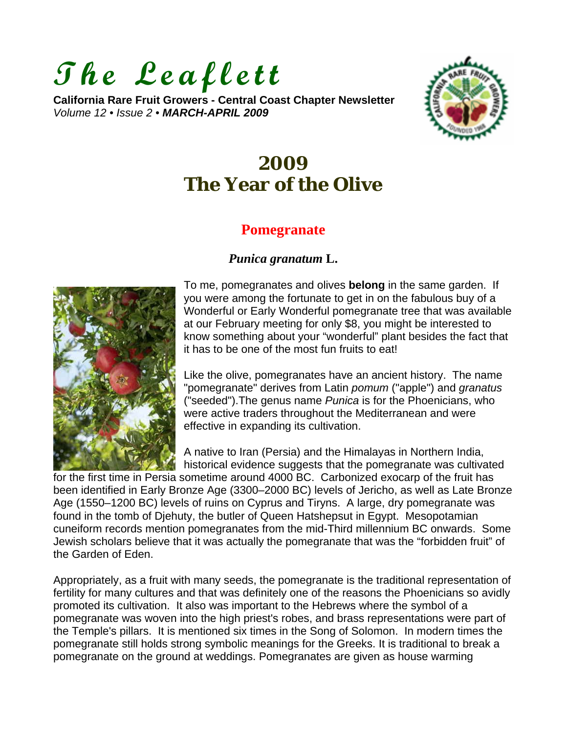# *The Leaflett*

**California Rare Fruit Growers - Central Coast Chapter Newsletter**
*Volume 12 • Issue 2 •* ***MARCH-APRIL 2009***

# 2009
# The Year of the Olive

## Pomegranate

### *Punica granatum* L.

To me, pomegranates and olives **belong** in the same garden. If you were among the fortunate to get in on the fabulous buy of a Wonderful or Early Wonderful pomegranate tree that was available at our February meeting for only $8, you might be interested to know something about your "wonderful" plant besides the fact that it has to be one of the most fun fruits to eat!

Like the olive, pomegranates have an ancient history. The name "pomegranate" derives from Latin *pomum* ("apple") and *granatus* ("seeded").The genus name *Punica* is for the Phoenicians, who were active traders throughout the Mediterranean and were effective in expanding its cultivation.

A native to Iran (Persia) and the Himalayas in Northern India, historical evidence suggests that the pomegranate was cultivated for the first time in Persia sometime around 4000 BC. Carbonized exocarp of the fruit has been identified in Early Bronze Age (3300–2000 BC) levels of Jericho, as well as Late Bronze Age (1550–1200 BC) levels of ruins on Cyprus and Tiryns. A large, dry pomegranate was found in the tomb of Djehuty, the butler of Queen Hatshepsut in Egypt. Mesopotamian cuneiform records mention pomegranates from the mid-Third millennium BC onwards. Some Jewish scholars believe that it was actually the pomegranate that was the "forbidden fruit" of the Garden of Eden.

Appropriately, as a fruit with many seeds, the pomegranate is the traditional representation of fertility for many cultures and that was definitely one of the reasons the Phoenicians so avidly promoted its cultivation. It also was important to the Hebrews where the symbol of a pomegranate was woven into the high priest's robes, and brass representations were part of the Temple's pillars. It is mentioned six times in the Song of Solomon. In modern times the pomegranate still holds strong symbolic meanings for the Greeks. It is traditional to break a pomegranate on the ground at weddings. Pomegranates are given as house warming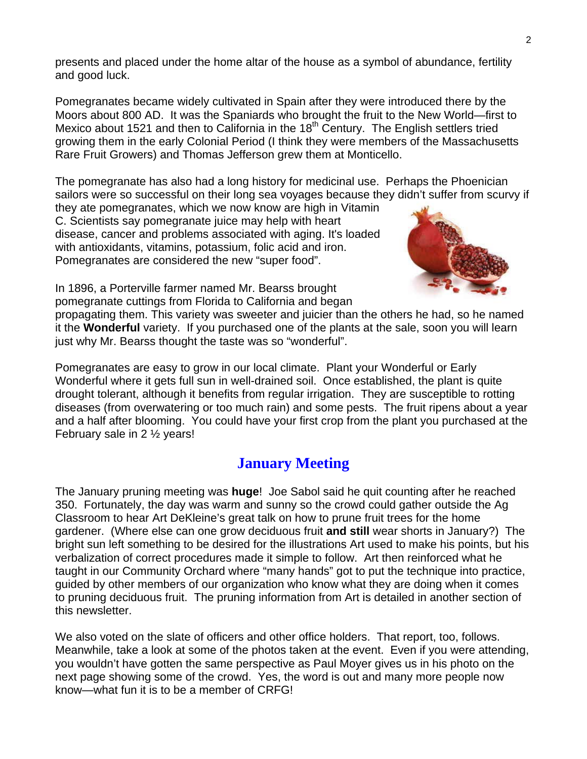presents and placed under the home altar of the house as a symbol of abundance, fertility and good luck.

Pomegranates became widely cultivated in Spain after they were introduced there by the Moors about 800 AD. It was the Spaniards who brought the fruit to the New World—first to Mexico about 1521 and then to California in the 18th Century. The English settlers tried growing them in the early Colonial Period (I think they were members of the Massachusetts Rare Fruit Growers) and Thomas Jefferson grew them at Monticello.

The pomegranate has also had a long history for medicinal use. Perhaps the Phoenician sailors were so successful on their long sea voyages because they didn't suffer from scurvy if they ate pomegranates, which we now know are high in Vitamin C. Scientists say pomegranate juice may help with heart disease, cancer and problems associated with aging. It's loaded with antioxidants, vitamins, potassium, folic acid and iron. Pomegranates are considered the new "super food".

In 1896, a Porterville farmer named Mr. Bearss brought pomegranate cuttings from Florida to California and began propagating them. This variety was sweeter and juicier than the others he had, so he named it the **Wonderful** variety. If you purchased one of the plants at the sale, soon you will learn just why Mr. Bearss thought the taste was so "wonderful".

Pomegranates are easy to grow in our local climate. Plant your Wonderful or Early Wonderful where it gets full sun in well-drained soil. Once established, the plant is quite drought tolerant, although it benefits from regular irrigation. They are susceptible to rotting diseases (from overwatering or too much rain) and some pests. The fruit ripens about a year and a half after blooming. You could have your first crop from the plant you purchased at the February sale in 2 ½ years!

## January Meeting

The January pruning meeting was **huge**! Joe Sabol said he quit counting after he reached 350. Fortunately, the day was warm and sunny so the crowd could gather outside the Ag Classroom to hear Art DeKleine's great talk on how to prune fruit trees for the home gardener. (Where else can one grow deciduous fruit **and still** wear shorts in January?) The bright sun left something to be desired for the illustrations Art used to make his points, but his verbalization of correct procedures made it simple to follow. Art then reinforced what he taught in our Community Orchard where "many hands" got to put the technique into practice, guided by other members of our organization who know what they are doing when it comes to pruning deciduous fruit. The pruning information from Art is detailed in another section of this newsletter.

We also voted on the slate of officers and other office holders. That report, too, follows. Meanwhile, take a look at some of the photos taken at the event. Even if you were attending, you wouldn't have gotten the same perspective as Paul Moyer gives us in his photo on the next page showing some of the crowd. Yes, the word is out and many more people now know—what fun it is to be a member of CRFG!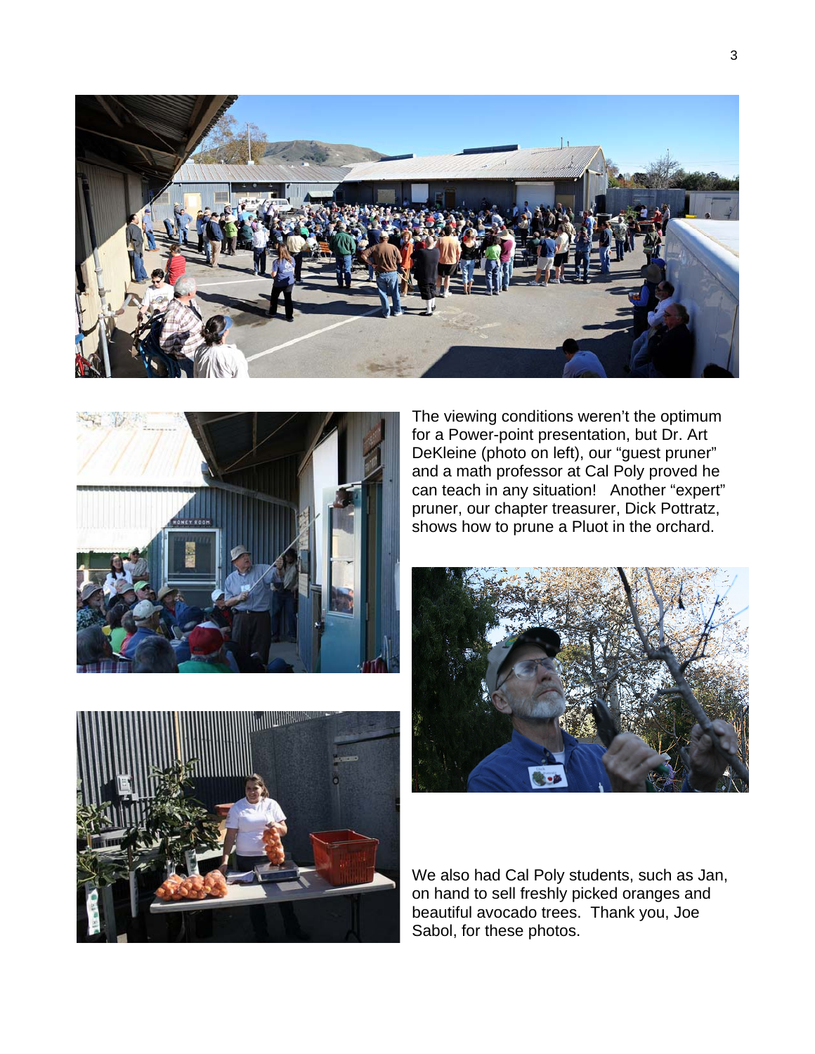The viewing conditions weren't the optimum for a Power-point presentation, but Dr. Art DeKleine (photo on left), our "guest pruner" and a math professor at Cal Poly proved he can teach in any situation!   Another "expert" pruner, our chapter treasurer, Dick Pottratz, shows how to prune a Pluot in the orchard.

We also had Cal Poly students, such as Jan, on hand to sell freshly picked oranges and beautiful avocado trees.  Thank you, Joe Sabol, for these photos.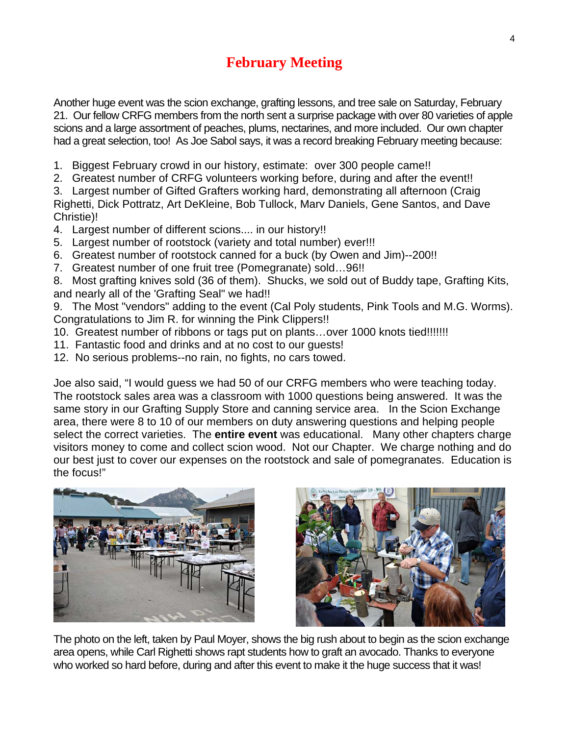# February Meeting

Another huge event was the scion exchange, grafting lessons, and tree sale on Saturday, February 21. Our fellow CRFG members from the north sent a surprise package with over 80 varieties of apple scions and a large assortment of peaches, plums, nectarines, and more included. Our own chapter had a great selection, too! As Joe Sabol says, it was a record breaking February meeting because:

1. Biggest February crowd in our history, estimate: over 300 people came!!
2. Greatest number of CRFG volunteers working before, during and after the event!!
3. Largest number of Gifted Grafters working hard, demonstrating all afternoon (Craig Righetti, Dick Pottratz, Art DeKleine, Bob Tullock, Marv Daniels, Gene Santos, and Dave Christie)!
4. Largest number of different scions.... in our history!!
5. Largest number of rootstock (variety and total number) ever!!!
6. Greatest number of rootstock canned for a buck (by Owen and Jim)--200!!
7. Greatest number of one fruit tree (Pomegranate) sold…96!!
8. Most grafting knives sold (36 of them). Shucks, we sold out of Buddy tape, Grafting Kits, and nearly all of the 'Grafting Seal" we had!!
9. The Most "vendors" adding to the event (Cal Poly students, Pink Tools and M.G. Worms). Congratulations to Jim R. for winning the Pink Clippers!!
10. Greatest number of ribbons or tags put on plants…over 1000 knots tied!!!!!!!
11. Fantastic food and drinks and at no cost to our guests!
12. No serious problems--no rain, no fights, no cars towed.

Joe also said, "I would guess we had 50 of our CRFG members who were teaching today. The rootstock sales area was a classroom with 1000 questions being answered. It was the same story in our Grafting Supply Store and canning service area. In the Scion Exchange area, there were 8 to 10 of our members on duty answering questions and helping people select the correct varieties. The **entire event** was educational. Many other chapters charge visitors money to come and collect scion wood. Not our Chapter. We charge nothing and do our best just to cover our expenses on the rootstock and sale of pomegranates. Education is the focus!"

The photo on the left, taken by Paul Moyer, shows the big rush about to begin as the scion exchange area opens, while Carl Righetti shows rapt students how to graft an avocado. Thanks to everyone who worked so hard before, during and after this event to make it the huge success that it was!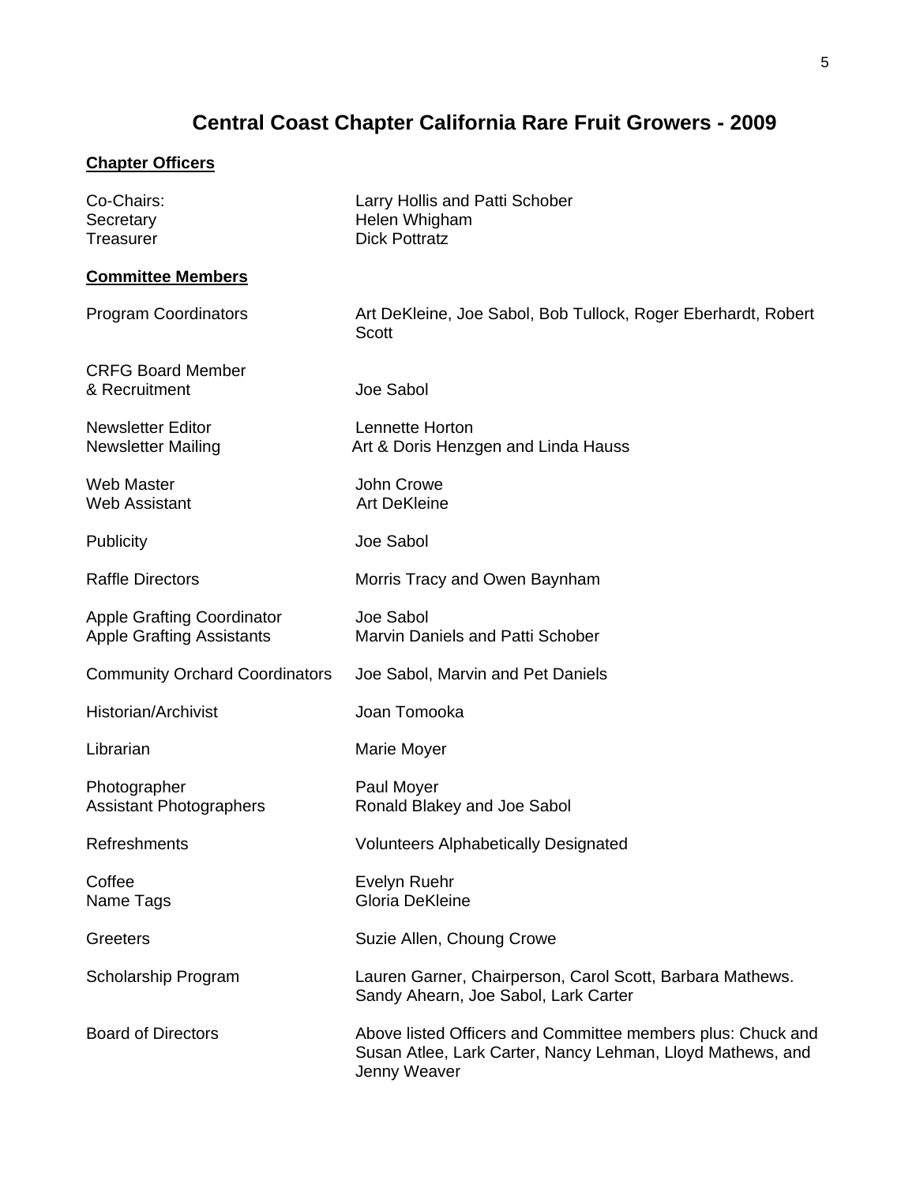# Central Coast Chapter California Rare Fruit Growers - 2009

## Chapter Officers

| | |
|---|---|
| Co-Chairs: | Larry Hollis and Patti Schober |
| Secretary | Helen Whigham |
| Treasurer | Dick Pottratz |

## Committee Members

| | |
|---|---|
| Program Coordinators | Art DeKleine, Joe Sabol, Bob Tullock, Roger Eberhardt, Robert Scott |
| CRFG Board Member & Recruitment | Joe Sabol |
| Newsletter Editor | Lennette Horton |
| Newsletter Mailing | Art & Doris Henzgen and Linda Hauss |
| Web Master | John Crowe |
| Web Assistant | Art DeKleine |
| Publicity | Joe Sabol |
| Raffle Directors | Morris Tracy and Owen Baynham |
| Apple Grafting Coordinator | Joe Sabol |
| Apple Grafting Assistants | Marvin Daniels and Patti Schober |
| Community Orchard Coordinators | Joe Sabol, Marvin and Pet Daniels |
| Historian/Archivist | Joan Tomooka |
| Librarian | Marie Moyer |
| Photographer | Paul Moyer |
| Assistant Photographers | Ronald Blakey and Joe Sabol |
| Refreshments | Volunteers Alphabetically Designated |
| Coffee | Evelyn Ruehr |
| Name Tags | Gloria DeKleine |
| Greeters | Suzie Allen, Choung Crowe |
| Scholarship Program | Lauren Garner, Chairperson, Carol Scott, Barbara Mathews. Sandy Ahearn, Joe Sabol, Lark Carter |
| Board of Directors | Above listed Officers and Committee members plus: Chuck and Susan Atlee, Lark Carter, Nancy Lehman, Lloyd Mathews, and Jenny Weaver |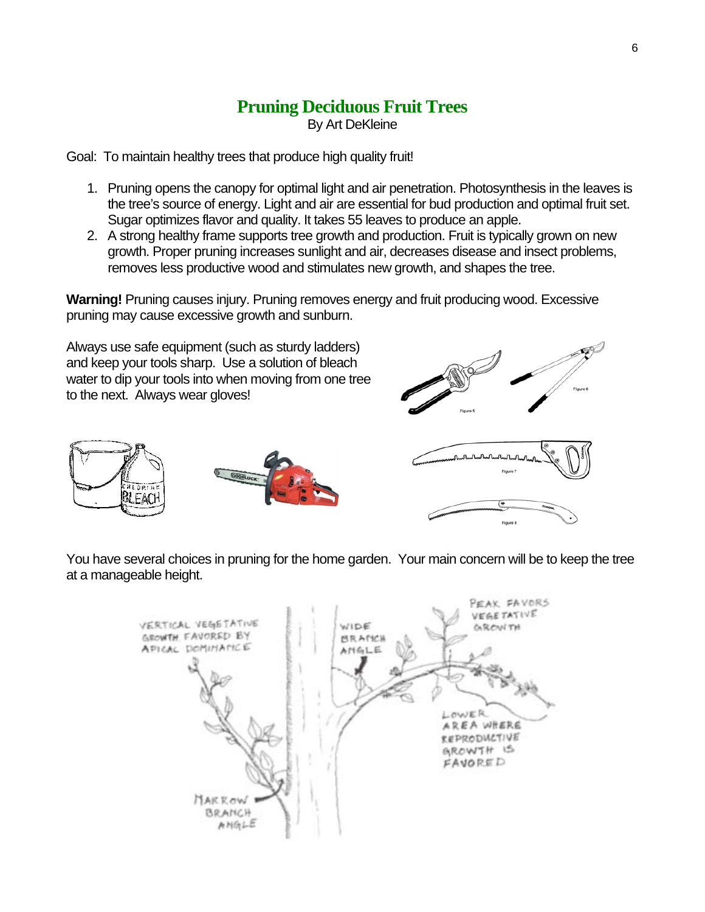# Pruning Deciduous Fruit Trees

By Art DeKleine

Goal: To maintain healthy trees that produce high quality fruit!

1. Pruning opens the canopy for optimal light and air penetration. Photosynthesis in the leaves is the tree's source of energy. Light and air are essential for bud production and optimal fruit set. Sugar optimizes flavor and quality. It takes 55 leaves to produce an apple.
2. A strong healthy frame supports tree growth and production. Fruit is typically grown on new growth. Proper pruning increases sunlight and air, decreases disease and insect problems, removes less productive wood and stimulates new growth, and shapes the tree.

**Warning!** Pruning causes injury. Pruning removes energy and fruit producing wood. Excessive pruning may cause excessive growth and sunburn.

Always use safe equipment (such as sturdy ladders) and keep your tools sharp. Use a solution of bleach water to dip your tools into when moving from one tree to the next. Always wear gloves!

You have several choices in pruning for the home garden. Your main concern will be to keep the tree at a manageable height.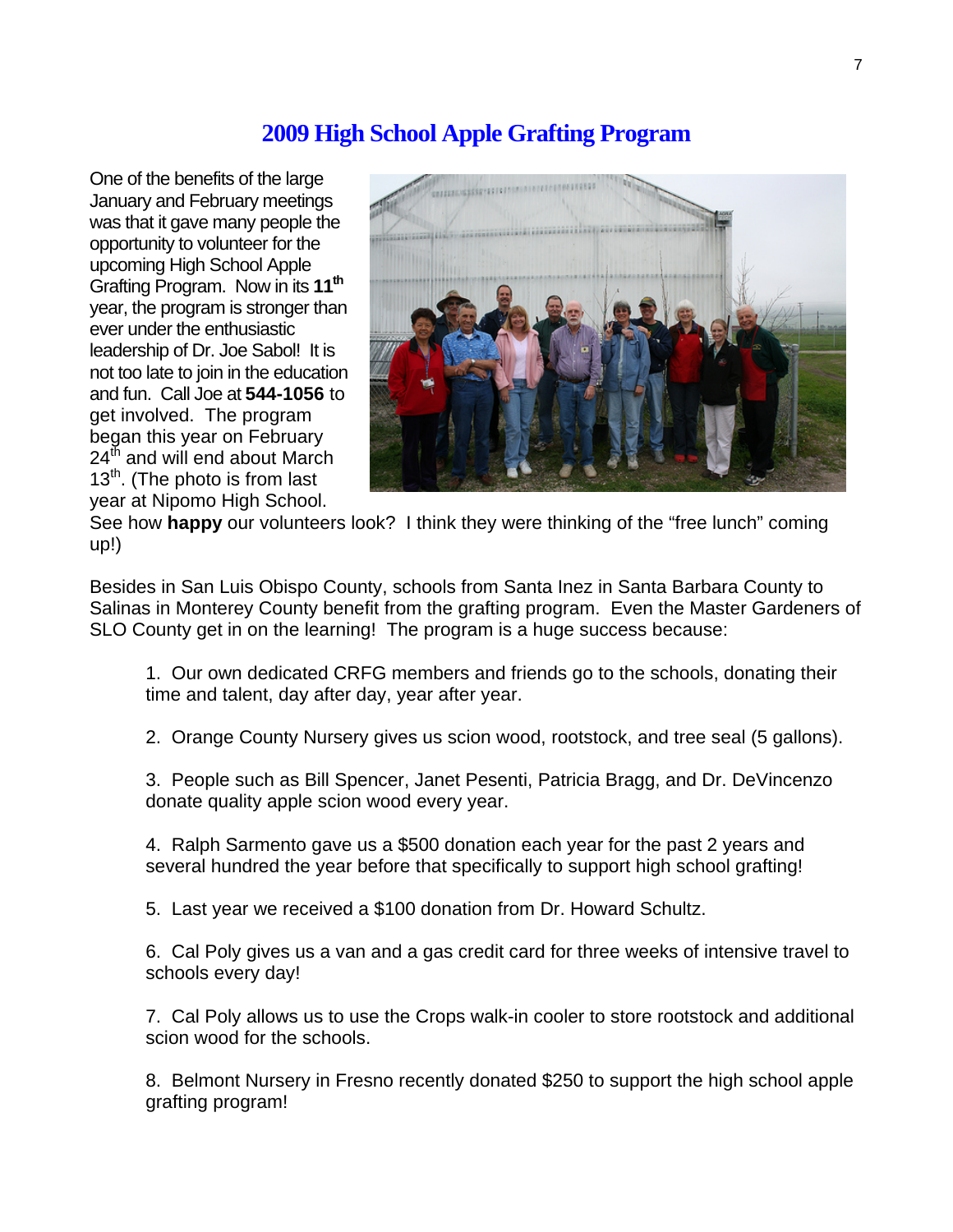# 2009 High School Apple Grafting Program

One of the benefits of the large January and February meetings was that it gave many people the opportunity to volunteer for the upcoming High School Apple Grafting Program. Now in its **11th** year, the program is stronger than ever under the enthusiastic leadership of Dr. Joe Sabol! It is not too late to join in the education and fun. Call Joe at **544-1056** to get involved. The program began this year on February 24th and will end about March 13th. (The photo is from last year at Nipomo High School. See how **happy** our volunteers look? I think they were thinking of the "free lunch" coming up!)

Besides in San Luis Obispo County, schools from Santa Inez in Santa Barbara County to Salinas in Monterey County benefit from the grafting program. Even the Master Gardeners of SLO County get in on the learning! The program is a huge success because:

1. Our own dedicated CRFG members and friends go to the schools, donating their time and talent, day after day, year after year.

2. Orange County Nursery gives us scion wood, rootstock, and tree seal (5 gallons).

3. People such as Bill Spencer, Janet Pesenti, Patricia Bragg, and Dr. DeVincenzo donate quality apple scion wood every year.

4. Ralph Sarmento gave us a $500 donation each year for the past 2 years and several hundred the year before that specifically to support high school grafting!

5. Last year we received a $100 donation from Dr. Howard Schultz.

6. Cal Poly gives us a van and a gas credit card for three weeks of intensive travel to schools every day!

7. Cal Poly allows us to use the Crops walk-in cooler to store rootstock and additional scion wood for the schools.

8. Belmont Nursery in Fresno recently donated $250 to support the high school apple grafting program!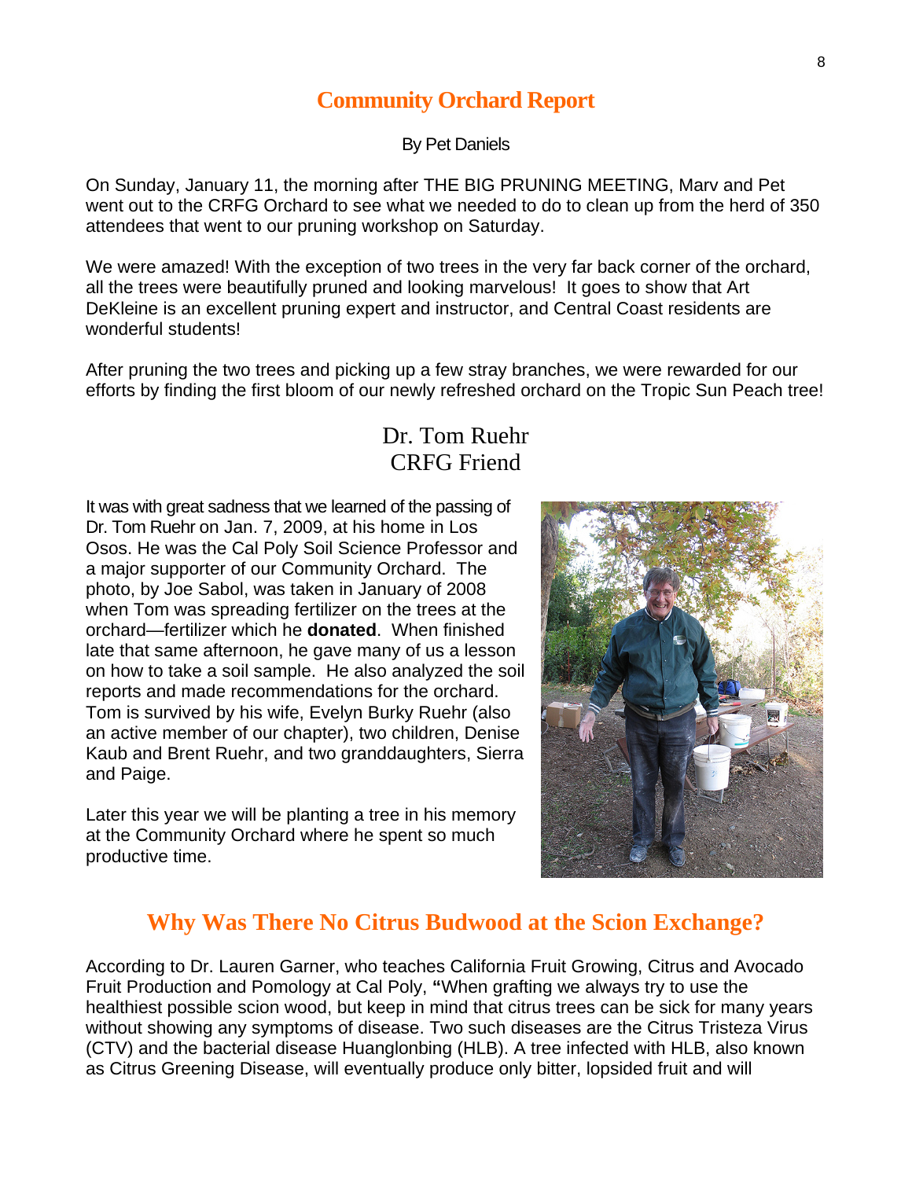## Community Orchard Report

By Pet Daniels

On Sunday, January 11, the morning after THE BIG PRUNING MEETING, Marv and Pet went out to the CRFG Orchard to see what we needed to do to clean up from the herd of 350 attendees that went to our pruning workshop on Saturday.

We were amazed! With the exception of two trees in the very far back corner of the orchard, all the trees were beautifully pruned and looking marvelous! It goes to show that Art DeKleine is an excellent pruning expert and instructor, and Central Coast residents are wonderful students!

After pruning the two trees and picking up a few stray branches, we were rewarded for our efforts by finding the first bloom of our newly refreshed orchard on the Tropic Sun Peach tree!

## Dr. Tom Ruehr
## CRFG Friend

It was with great sadness that we learned of the passing of Dr. Tom Ruehr on Jan. 7, 2009, at his home in Los Osos. He was the Cal Poly Soil Science Professor and a major supporter of our Community Orchard. The photo, by Joe Sabol, was taken in January of 2008 when Tom was spreading fertilizer on the trees at the orchard—fertilizer which he **donated**. When finished late that same afternoon, he gave many of us a lesson on how to take a soil sample. He also analyzed the soil reports and made recommendations for the orchard. Tom is survived by his wife, Evelyn Burky Ruehr (also an active member of our chapter), two children, Denise Kaub and Brent Ruehr, and two granddaughters, Sierra and Paige.

Later this year we will be planting a tree in his memory at the Community Orchard where he spent so much productive time.

## Why Was There No Citrus Budwood at the Scion Exchange?

According to Dr. Lauren Garner, who teaches California Fruit Growing, Citrus and Avocado Fruit Production and Pomology at Cal Poly, **"**When grafting we always try to use the healthiest possible scion wood, but keep in mind that citrus trees can be sick for many years without showing any symptoms of disease. Two such diseases are the Citrus Tristeza Virus (CTV) and the bacterial disease Huanglonbing (HLB). A tree infected with HLB, also known as Citrus Greening Disease, will eventually produce only bitter, lopsided fruit and will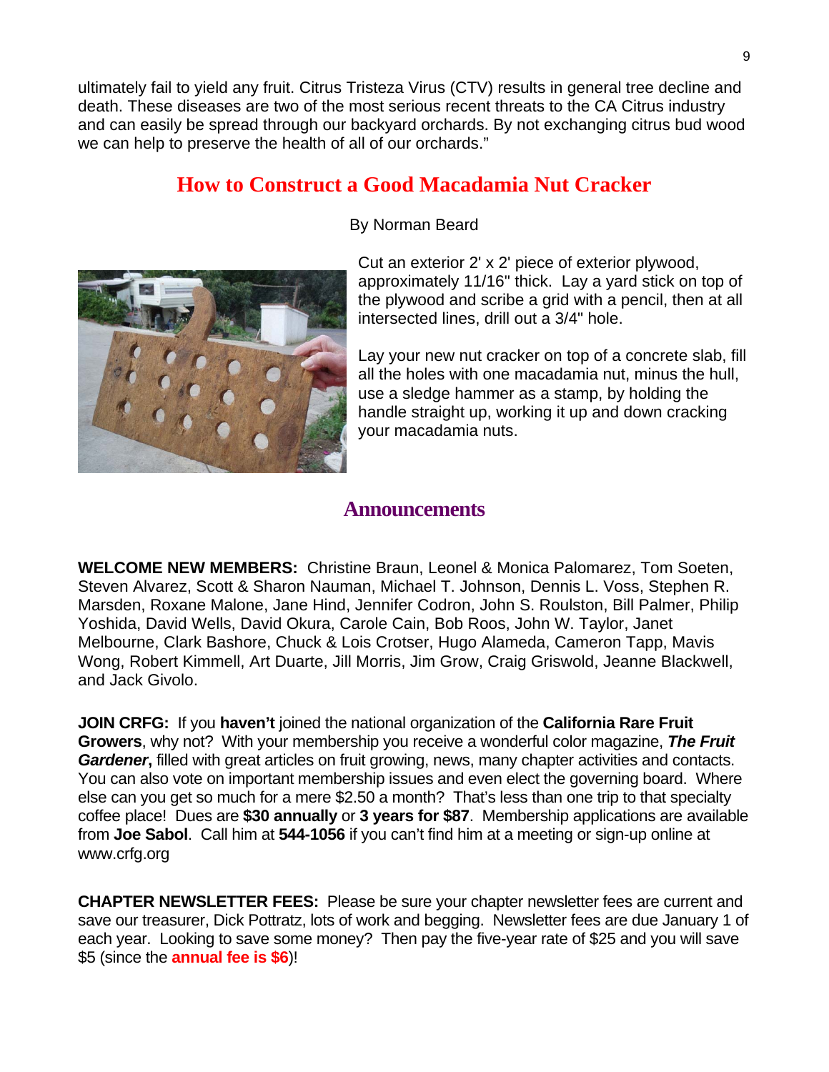ultimately fail to yield any fruit. Citrus Tristeza Virus (CTV) results in general tree decline and death. These diseases are two of the most serious recent threats to the CA Citrus industry and can easily be spread through our backyard orchards. By not exchanging citrus bud wood we can help to preserve the health of all of our orchards."

## How to Construct a Good Macadamia Nut Cracker

By Norman Beard

Cut an exterior 2' x 2' piece of exterior plywood, approximately 11/16" thick. Lay a yard stick on top of the plywood and scribe a grid with a pencil, then at all intersected lines, drill out a 3/4" hole.

Lay your new nut cracker on top of a concrete slab, fill all the holes with one macadamia nut, minus the hull, use a sledge hammer as a stamp, by holding the handle straight up, working it up and down cracking your macadamia nuts.

## Announcements

**WELCOME NEW MEMBERS:** Christine Braun, Leonel & Monica Palomarez, Tom Soeten, Steven Alvarez, Scott & Sharon Nauman, Michael T. Johnson, Dennis L. Voss, Stephen R. Marsden, Roxane Malone, Jane Hind, Jennifer Codron, John S. Roulston, Bill Palmer, Philip Yoshida, David Wells, David Okura, Carole Cain, Bob Roos, John W. Taylor, Janet Melbourne, Clark Bashore, Chuck & Lois Crotser, Hugo Alameda, Cameron Tapp, Mavis Wong, Robert Kimmell, Art Duarte, Jill Morris, Jim Grow, Craig Griswold, Jeanne Blackwell, and Jack Givolo.

**JOIN CRFG:** If you **haven't** joined the national organization of the **California Rare Fruit Growers**, why not? With your membership you receive a wonderful color magazine, ***The Fruit Gardener*****,** filled with great articles on fruit growing, news, many chapter activities and contacts. You can also vote on important membership issues and even elect the governing board. Where else can you get so much for a mere $2.50 a month? That's less than one trip to that specialty coffee place! Dues are **$30 annually** or **3 years for $87**. Membership applications are available from **Joe Sabol**. Call him at **544-1056** if you can't find him at a meeting or sign-up online at www.crfg.org

**CHAPTER NEWSLETTER FEES:** Please be sure your chapter newsletter fees are current and save our treasurer, Dick Pottratz, lots of work and begging. Newsletter fees are due January 1 of each year. Looking to save some money? Then pay the five-year rate of $25 and you will save $5 (since the **annual fee is $6**)!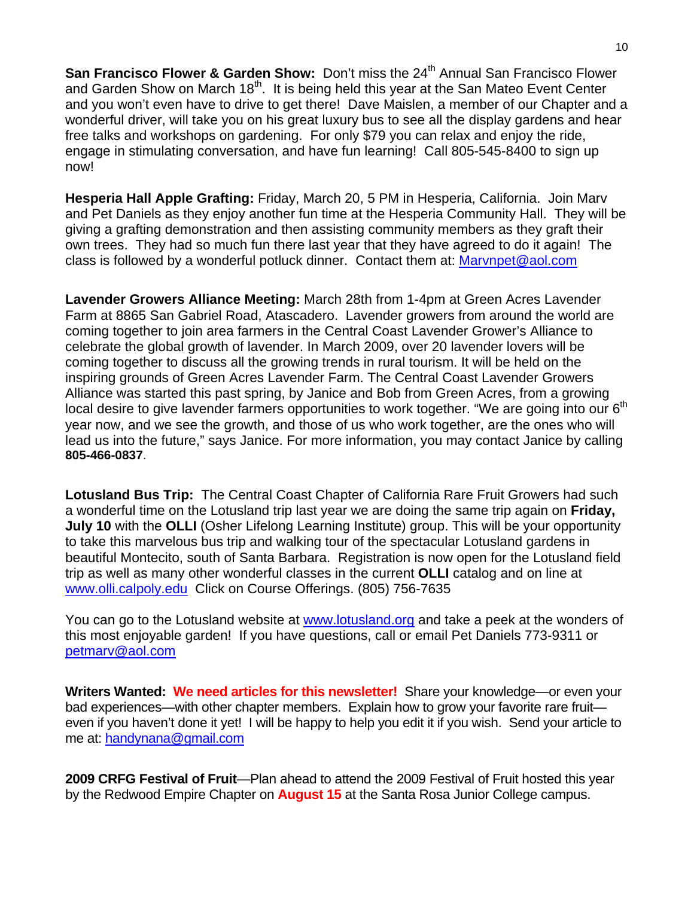**San Francisco Flower & Garden Show:** Don't miss the 24th Annual San Francisco Flower and Garden Show on March 18th. It is being held this year at the San Mateo Event Center and you won't even have to drive to get there! Dave Maislen, a member of our Chapter and a wonderful driver, will take you on his great luxury bus to see all the display gardens and hear free talks and workshops on gardening. For only $79 you can relax and enjoy the ride, engage in stimulating conversation, and have fun learning! Call 805-545-8400 to sign up now!

**Hesperia Hall Apple Grafting:** Friday, March 20, 5 PM in Hesperia, California. Join Marv and Pet Daniels as they enjoy another fun time at the Hesperia Community Hall. They will be giving a grafting demonstration and then assisting community members as they graft their own trees. They had so much fun there last year that they have agreed to do it again! The class is followed by a wonderful potluck dinner. Contact them at: Marvnpet@aol.com

**Lavender Growers Alliance Meeting:** March 28th from 1-4pm at Green Acres Lavender Farm at 8865 San Gabriel Road, Atascadero. Lavender growers from around the world are coming together to join area farmers in the Central Coast Lavender Grower's Alliance to celebrate the global growth of lavender. In March 2009, over 20 lavender lovers will be coming together to discuss all the growing trends in rural tourism. It will be held on the inspiring grounds of Green Acres Lavender Farm. The Central Coast Lavender Growers Alliance was started this past spring, by Janice and Bob from Green Acres, from a growing local desire to give lavender farmers opportunities to work together. "We are going into our 6th year now, and we see the growth, and those of us who work together, are the ones who will lead us into the future," says Janice. For more information, you may contact Janice by calling **805-466-0837**.

**Lotusland Bus Trip:** The Central Coast Chapter of California Rare Fruit Growers had such a wonderful time on the Lotusland trip last year we are doing the same trip again on **Friday, July 10** with the **OLLI** (Osher Lifelong Learning Institute) group. This will be your opportunity to take this marvelous bus trip and walking tour of the spectacular Lotusland gardens in beautiful Montecito, south of Santa Barbara. Registration is now open for the Lotusland field trip as well as many other wonderful classes in the current **OLLI** catalog and on line at www.olli.calpoly.edu Click on Course Offerings. (805) 756-7635

You can go to the Lotusland website at www.lotusland.org and take a peek at the wonders of this most enjoyable garden! If you have questions, call or email Pet Daniels 773-9311 or petmarv@aol.com

**Writers Wanted:** **We need articles for this newsletter!** Share your knowledge—or even your bad experiences—with other chapter members. Explain how to grow your favorite rare fruit—even if you haven't done it yet! I will be happy to help you edit it if you wish. Send your article to me at: handynana@gmail.com

**2009 CRFG Festival of Fruit**—Plan ahead to attend the 2009 Festival of Fruit hosted this year by the Redwood Empire Chapter on **August 15** at the Santa Rosa Junior College campus.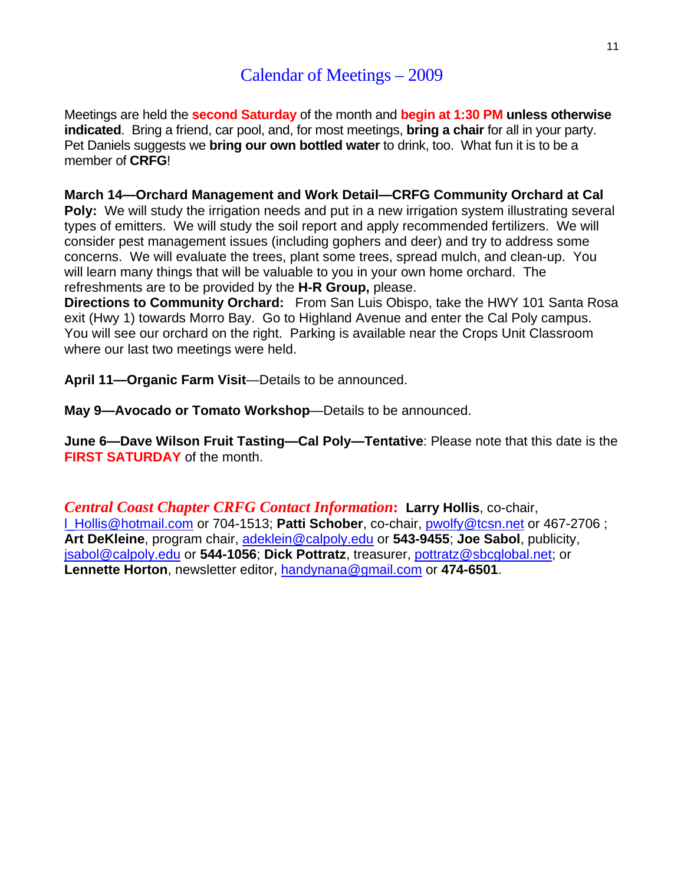# Calendar of Meetings – 2009

Meetings are held the **second Saturday** of the month and **begin at 1:30 PM unless otherwise indicated**. Bring a friend, car pool, and, for most meetings, **bring a chair** for all in your party. Pet Daniels suggests we **bring our own bottled water** to drink, too. What fun it is to be a member of **CRFG**!

**March 14—Orchard Management and Work Detail—CRFG Community Orchard at Cal Poly:** We will study the irrigation needs and put in a new irrigation system illustrating several types of emitters. We will study the soil report and apply recommended fertilizers. We will consider pest management issues (including gophers and deer) and try to address some concerns. We will evaluate the trees, plant some trees, spread mulch, and clean-up. You will learn many things that will be valuable to you in your own home orchard. The refreshments are to be provided by the **H-R Group,** please.
**Directions to Community Orchard:** From San Luis Obispo, take the HWY 101 Santa Rosa exit (Hwy 1) towards Morro Bay. Go to Highland Avenue and enter the Cal Poly campus. You will see our orchard on the right. Parking is available near the Crops Unit Classroom where our last two meetings were held.

**April 11—Organic Farm Visit**—Details to be announced.

**May 9—Avocado or Tomato Workshop**—Details to be announced.

**June 6—Dave Wilson Fruit Tasting—Cal Poly—Tentative**: Please note that this date is the **FIRST SATURDAY** of the month.

***Central Coast Chapter CRFG Contact Information*****:** **Larry Hollis**, co-chair, l_Hollis@hotmail.com or 704-1513; **Patti Schober**, co-chair, pwolfy@tcsn.net or 467-2706 ; **Art DeKleine**, program chair, adeklein@calpoly.edu or **543-9455**; **Joe Sabol**, publicity, jsabol@calpoly.edu or **544-1056**; **Dick Pottratz**, treasurer, pottratz@sbcglobal.net; or **Lennette Horton**, newsletter editor, handynana@gmail.com or **474-6501**.